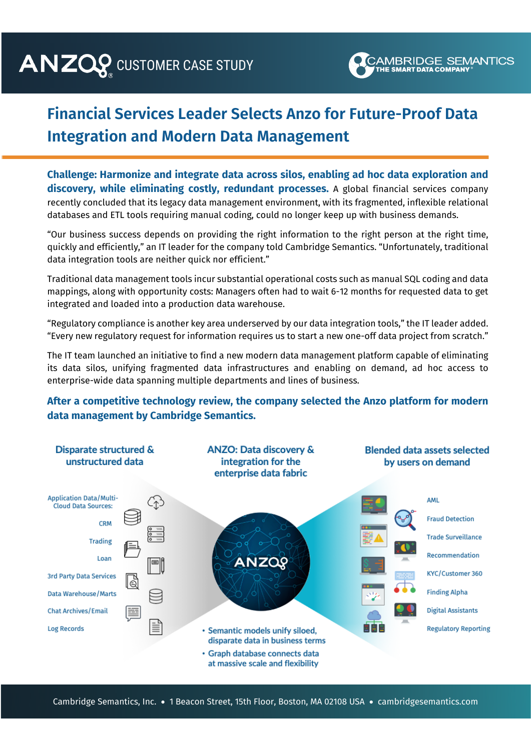ANZO CUSTOMER CASE STUDY

CAMBRIDGE SEMANTICS
THE SMART DATA COMPANY

# Financial Services Leader Selects Anzo for Future-Proof Data Integration and Modern Data Management

**Challenge: Harmonize and integrate data across silos, enabling ad hoc data exploration and discovery, while eliminating costly, redundant processes.** A global financial services company recently concluded that its legacy data management environment, with its fragmented, inflexible relational databases and ETL tools requiring manual coding, could no longer keep up with business demands.

"Our business success depends on providing the right information to the right person at the right time, quickly and efficiently," an IT leader for the company told Cambridge Semantics. "Unfortunately, traditional data integration tools are neither quick nor efficient."

Traditional data management tools incur substantial operational costs such as manual SQL coding and data mappings, along with opportunity costs: Managers often had to wait 6-12 months for requested data to get integrated and loaded into a production data warehouse.

"Regulatory compliance is another key area underserved by our data integration tools," the IT leader added. "Every new regulatory request for information requires us to start a new one-off data project from scratch."

The IT team launched an initiative to find a new modern data management platform capable of eliminating its data silos, unifying fragmented data infrastructures and enabling on demand, ad hoc access to enterprise-wide data spanning multiple departments and lines of business.

**After a competitive technology review, the company selected the Anzo platform for modern data management by Cambridge Semantics.**

**Disparate structured & unstructured data**

- Application Data/Multi-Cloud Data Sources:
- CRM
- Trading
- Loan
- 3rd Party Data Services
- Data Warehouse/Marts
- Chat Archives/Email
- Log Records

**ANZO: Data discovery & integration for the enterprise data fabric**

- Semantic models unify siloed, disparate data in business terms
- Graph database connects data at massive scale and flexibility

**Blended data assets selected by users on demand**

- AML
- Fraud Detection
- Trade Surveillance
- Recommendation
- KYC/Customer 360
- Finding Alpha
- Digital Assistants
- Regulatory Reporting

Cambridge Semantics, Inc. • 1 Beacon Street, 15th Floor, Boston, MA 02108 USA • cambridgesemantics.com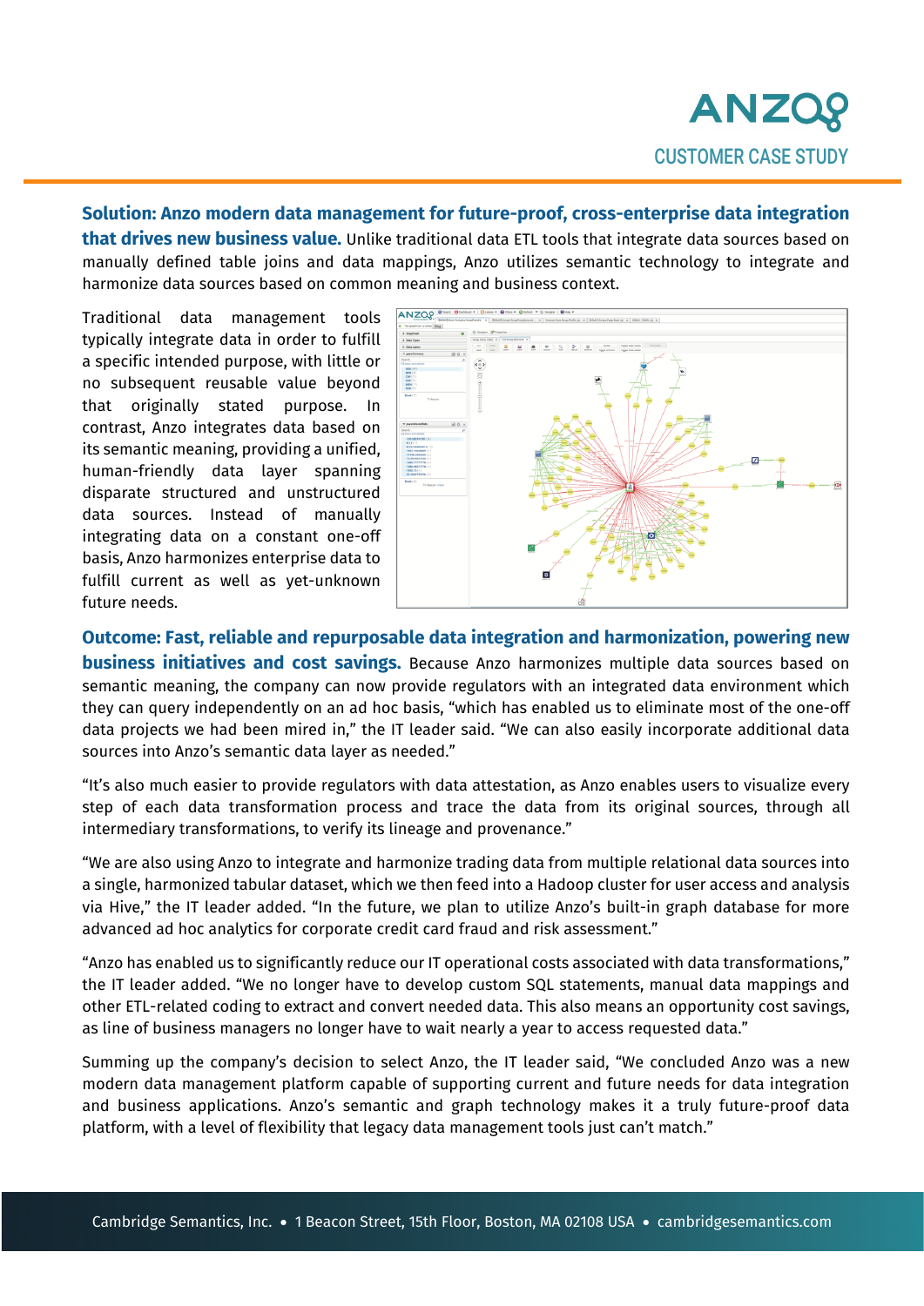**Solution: Anzo modern data management for future-proof, cross-enterprise data integration that drives new business value.** Unlike traditional data ETL tools that integrate data sources based on manually defined table joins and data mappings, Anzo utilizes semantic technology to integrate and harmonize data sources based on common meaning and business context.

Traditional data management tools typically integrate data in order to fulfill a specific intended purpose, with little or no subsequent reusable value beyond that originally stated purpose. In contrast, Anzo integrates data based on its semantic meaning, providing a unified, human-friendly data layer spanning disparate structured and unstructured data sources. Instead of manually integrating data on a constant one-off basis, Anzo harmonizes enterprise data to fulfill current as well as yet-unknown future needs.

**Outcome: Fast, reliable and repurposable data integration and harmonization, powering new business initiatives and cost savings.** Because Anzo harmonizes multiple data sources based on semantic meaning, the company can now provide regulators with an integrated data environment which they can query independently on an ad hoc basis, "which has enabled us to eliminate most of the one-off data projects we had been mired in," the IT leader said. "We can also easily incorporate additional data sources into Anzo's semantic data layer as needed."

"It's also much easier to provide regulators with data attestation, as Anzo enables users to visualize every step of each data transformation process and trace the data from its original sources, through all intermediary transformations, to verify its lineage and provenance."

"We are also using Anzo to integrate and harmonize trading data from multiple relational data sources into a single, harmonized tabular dataset, which we then feed into a Hadoop cluster for user access and analysis via Hive," the IT leader added. "In the future, we plan to utilize Anzo's built-in graph database for more advanced ad hoc analytics for corporate credit card fraud and risk assessment."

"Anzo has enabled us to significantly reduce our IT operational costs associated with data transformations," the IT leader added. "We no longer have to develop custom SQL statements, manual data mappings and other ETL-related coding to extract and convert needed data. This also means an opportunity cost savings, as line of business managers no longer have to wait nearly a year to access requested data."

Summing up the company's decision to select Anzo, the IT leader said, "We concluded Anzo was a new modern data management platform capable of supporting current and future needs for data integration and business applications. Anzo's semantic and graph technology makes it a truly future-proof data platform, with a level of flexibility that legacy data management tools just can't match."

Cambridge Semantics, Inc. • 1 Beacon Street, 15th Floor, Boston, MA 02108 USA • cambridgesemantics.com